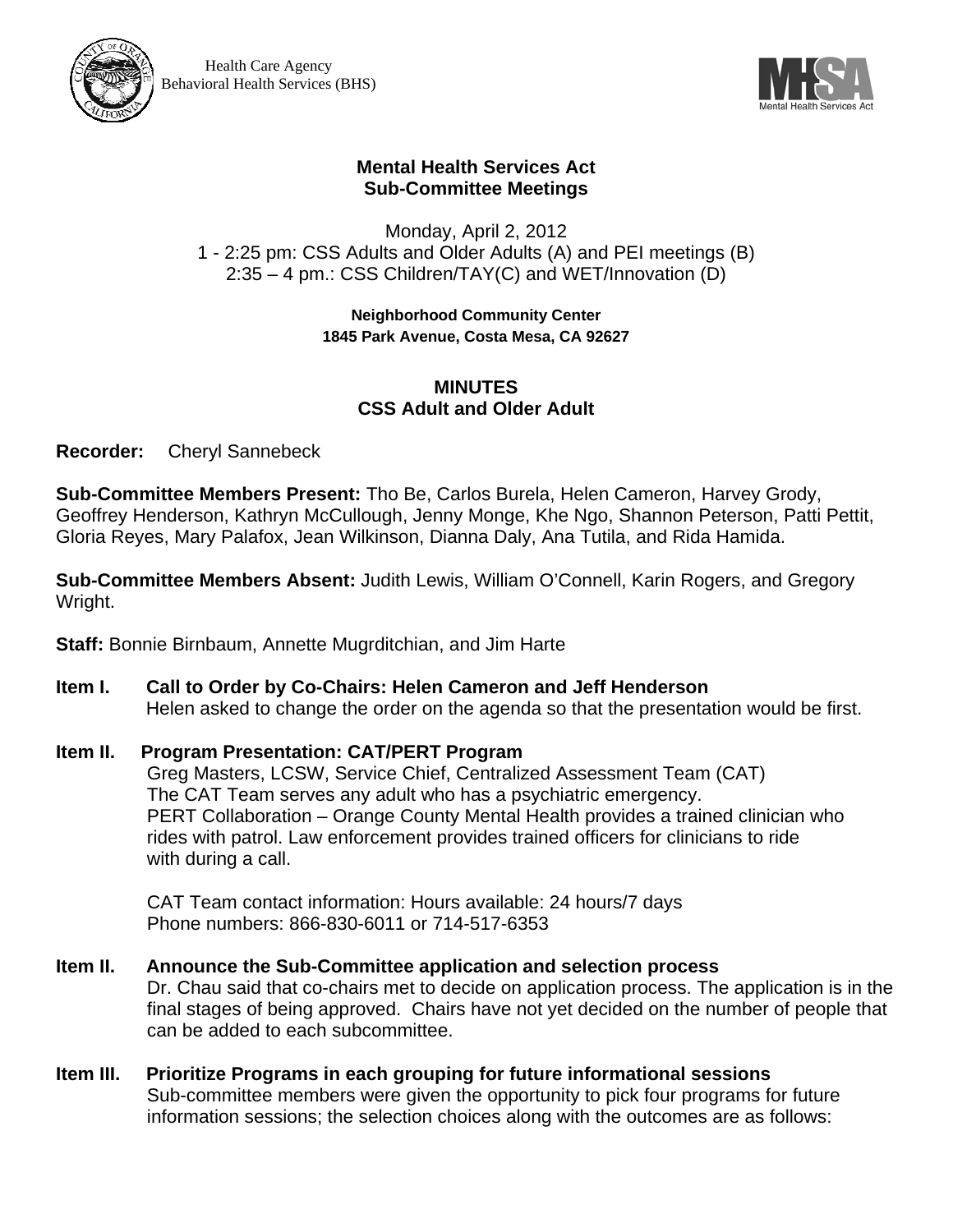Health Care Agency
Behavioral Health Services (BHS)

Mental Health Services Act

# Mental Health Services Act Sub-Committee Meetings

Monday, April 2, 2012
1 - 2:25 pm: CSS Adults and Older Adults (A) and PEI meetings (B)
2:35 – 4 pm.: CSS Children/TAY(C) and WET/Innovation (D)

**Neighborhood Community Center**
**1845 Park Avenue, Costa Mesa, CA 92627**

## MINUTES
## CSS Adult and Older Adult

**Recorder:** Cheryl Sannebeck

**Sub-Committee Members Present:** Tho Be, Carlos Burela, Helen Cameron, Harvey Grody, Geoffrey Henderson, Kathryn McCullough, Jenny Monge, Khe Ngo, Shannon Peterson, Patti Pettit, Gloria Reyes, Mary Palafox, Jean Wilkinson, Dianna Daly, Ana Tutila, and Rida Hamida.

**Sub-Committee Members Absent:** Judith Lewis, William O'Connell, Karin Rogers, and Gregory Wright.

**Staff:** Bonnie Birnbaum, Annette Mugrditchian, and Jim Harte

**Item I. Call to Order by Co-Chairs: Helen Cameron and Jeff Henderson**
Helen asked to change the order on the agenda so that the presentation would be first.

**Item II. Program Presentation: CAT/PERT Program**
Greg Masters, LCSW, Service Chief, Centralized Assessment Team (CAT)
The CAT Team serves any adult who has a psychiatric emergency.
PERT Collaboration – Orange County Mental Health provides a trained clinician who rides with patrol. Law enforcement provides trained officers for clinicians to ride with during a call.

CAT Team contact information: Hours available: 24 hours/7 days
Phone numbers: 866-830-6011 or 714-517-6353

**Item II. Announce the Sub-Committee application and selection process**
Dr. Chau said that co-chairs met to decide on application process. The application is in the final stages of being approved. Chairs have not yet decided on the number of people that can be added to each subcommittee.

**Item III. Prioritize Programs in each grouping for future informational sessions**
Sub-committee members were given the opportunity to pick four programs for future information sessions; the selection choices along with the outcomes are as follows: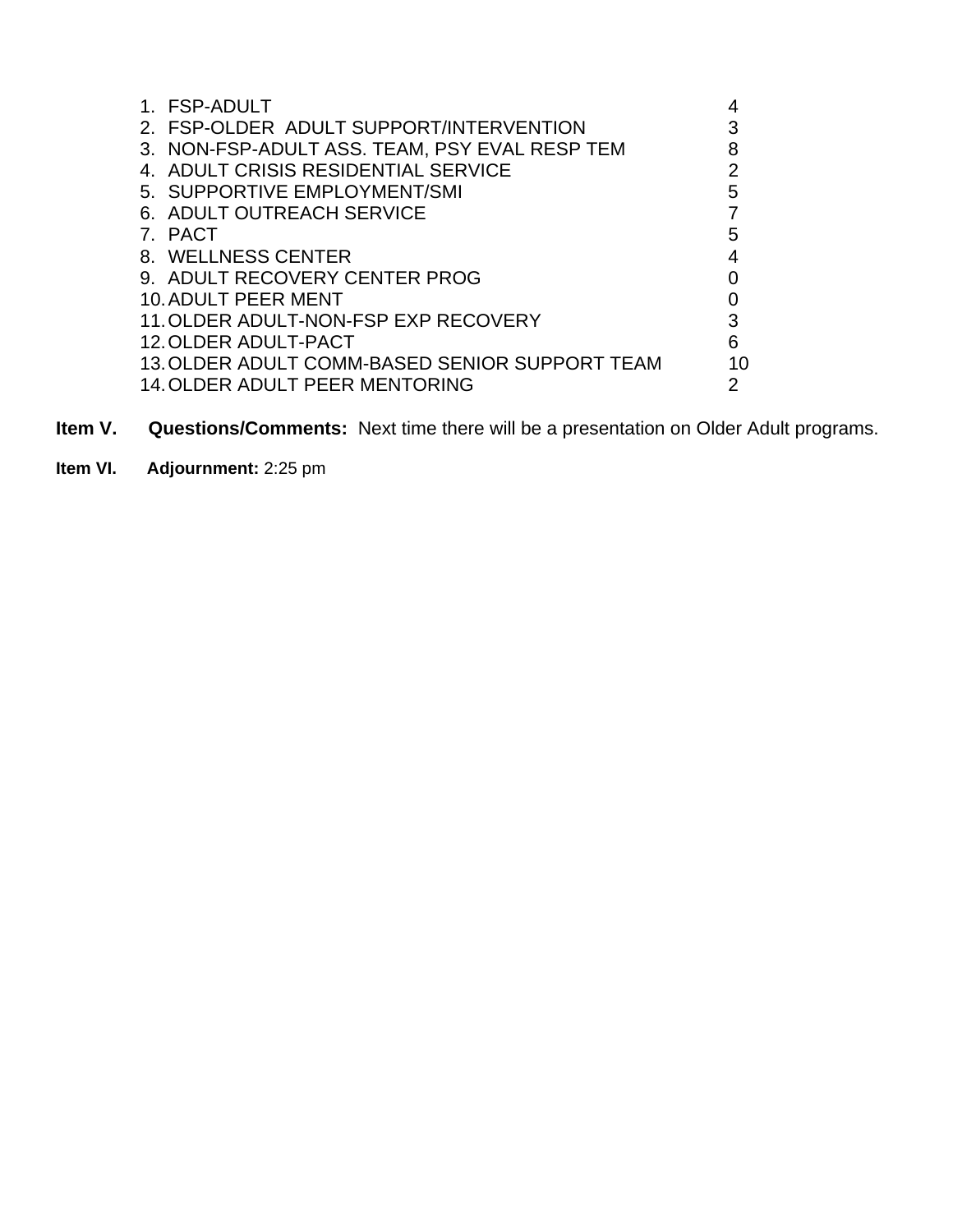| | | |
|---|---|---|
| 1. | FSP-ADULT | 4 |
| 2. | FSP-OLDER ADULT SUPPORT/INTERVENTION | 3 |
| 3. | NON-FSP-ADULT ASS. TEAM, PSY EVAL RESP TEM | 8 |
| 4. | ADULT CRISIS RESIDENTIAL SERVICE | 2 |
| 5. | SUPPORTIVE EMPLOYMENT/SMI | 5 |
| 6. | ADULT OUTREACH SERVICE | 7 |
| 7. | PACT | 5 |
| 8. | WELLNESS CENTER | 4 |
| 9. | ADULT RECOVERY CENTER PROG | 0 |
| 10. | ADULT PEER MENT | 0 |
| 11. | OLDER ADULT-NON-FSP EXP RECOVERY | 3 |
| 12. | OLDER ADULT-PACT | 6 |
| 13. | OLDER ADULT COMM-BASED SENIOR SUPPORT TEAM | 10 |
| 14. | OLDER ADULT PEER MENTORING | 2 |

**Item V.** **Questions/Comments:** Next time there will be a presentation on Older Adult programs.

**Item VI.** **Adjournment:** 2:25 pm